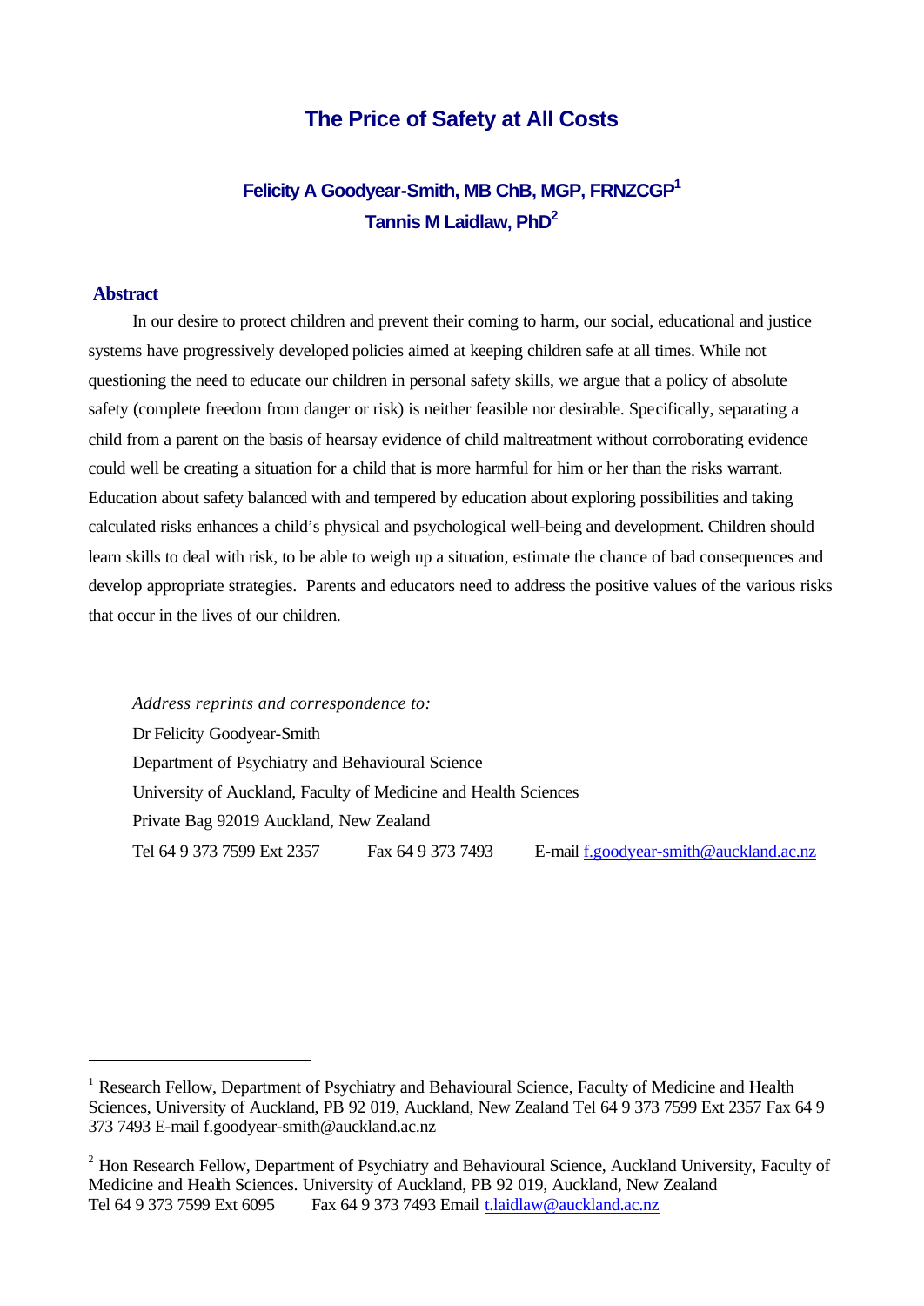# The Price of Safety at All Costs

**Felicity A Goodyear-Smith, MB ChB, MGP, FRNZCGP[1]**
**Tannis M Laidlaw, PhD[2]**

## Abstract

In our desire to protect children and prevent their coming to harm, our social, educational and justice systems have progressively developed policies aimed at keeping children safe at all times. While not questioning the need to educate our children in personal safety skills, we argue that a policy of absolute safety (complete freedom from danger or risk) is neither feasible nor desirable. Specifically, separating a child from a parent on the basis of hearsay evidence of child maltreatment without corroborating evidence could well be creating a situation for a child that is more harmful for him or her than the risks warrant. Education about safety balanced with and tempered by education about exploring possibilities and taking calculated risks enhances a child's physical and psychological well-being and development. Children should learn skills to deal with risk, to be able to weigh up a situation, estimate the chance of bad consequences and develop appropriate strategies. Parents and educators need to address the positive values of the various risks that occur in the lives of our children.

*Address reprints and correspondence to:*
Dr Felicity Goodyear-Smith
Department of Psychiatry and Behavioural Science
University of Auckland, Faculty of Medicine and Health Sciences
Private Bag 92019 Auckland, New Zealand
Tel 64 9 373 7599 Ext 2357 Fax 64 9 373 7493 E-mail f.goodyear-smith@auckland.ac.nz

---

[1] Research Fellow, Department of Psychiatry and Behavioural Science, Faculty of Medicine and Health Sciences, University of Auckland, PB 92 019, Auckland, New Zealand Tel 64 9 373 7599 Ext 2357 Fax 64 9 373 7493 E-mail f.goodyear-smith@auckland.ac.nz

[2] Hon Research Fellow, Department of Psychiatry and Behavioural Science, Auckland University, Faculty of Medicine and Health Sciences. University of Auckland, PB 92 019, Auckland, New Zealand
Tel 64 9 373 7599 Ext 6095 Fax 64 9 373 7493 Email t.laidlaw@auckland.ac.nz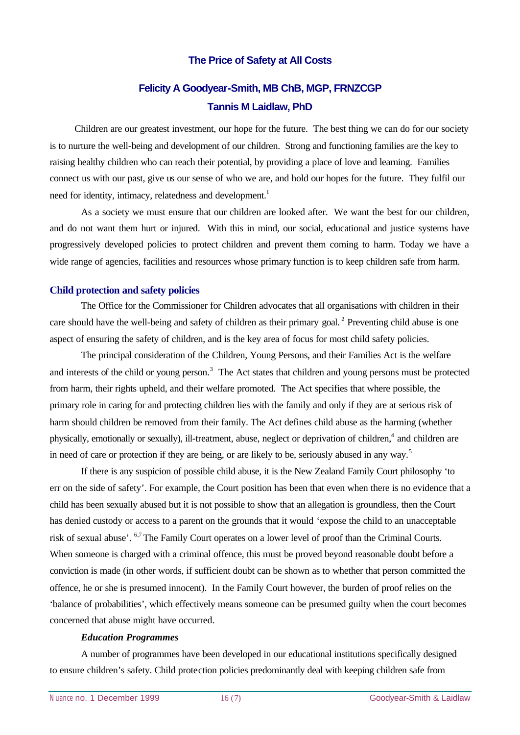# The Price of Safety at All Costs

## Felicity A Goodyear-Smith, MB ChB, MGP, FRNZCGP

## Tannis M Laidlaw, PhD

Children are our greatest investment, our hope for the future. The best thing we can do for our society is to nurture the well-being and development of our children. Strong and functioning families are the key to raising healthy children who can reach their potential, by providing a place of love and learning. Families connect us with our past, give us our sense of who we are, and hold our hopes for the future. They fulfil our need for identity, intimacy, relatedness and development.[1]

As a society we must ensure that our children are looked after. We want the best for our children, and do not want them hurt or injured. With this in mind, our social, educational and justice systems have progressively developed policies to protect children and prevent them coming to harm. Today we have a wide range of agencies, facilities and resources whose primary function is to keep children safe from harm.

### Child protection and safety policies

The Office for the Commissioner for Children advocates that all organisations with children in their care should have the well-being and safety of children as their primary goal.[2] Preventing child abuse is one aspect of ensuring the safety of children, and is the key area of focus for most child safety policies.

The principal consideration of the Children, Young Persons, and their Families Act is the welfare and interests of the child or young person.[3] The Act states that children and young persons must be protected from harm, their rights upheld, and their welfare promoted. The Act specifies that where possible, the primary role in caring for and protecting children lies with the family and only if they are at serious risk of harm should children be removed from their family. The Act defines child abuse as the harming (whether physically, emotionally or sexually), ill-treatment, abuse, neglect or deprivation of children,[4] and children are in need of care or protection if they are being, or are likely to be, seriously abused in any way.[5]

If there is any suspicion of possible child abuse, it is the New Zealand Family Court philosophy 'to err on the side of safety'. For example, the Court position has been that even when there is no evidence that a child has been sexually abused but it is not possible to show that an allegation is groundless, then the Court has denied custody or access to a parent on the grounds that it would 'expose the child to an unacceptable risk of sexual abuse'.[6,7] The Family Court operates on a lower level of proof than the Criminal Courts. When someone is charged with a criminal offence, this must be proved beyond reasonable doubt before a conviction is made (in other words, if sufficient doubt can be shown as to whether that person committed the offence, he or she is presumed innocent). In the Family Court however, the burden of proof relies on the 'balance of probabilities', which effectively means someone can be presumed guilty when the court becomes concerned that abuse might have occurred.

#### *Education Programmes*

A number of programmes have been developed in our educational institutions specifically designed to ensure children's safety. Child protection policies predominantly deal with keeping children safe from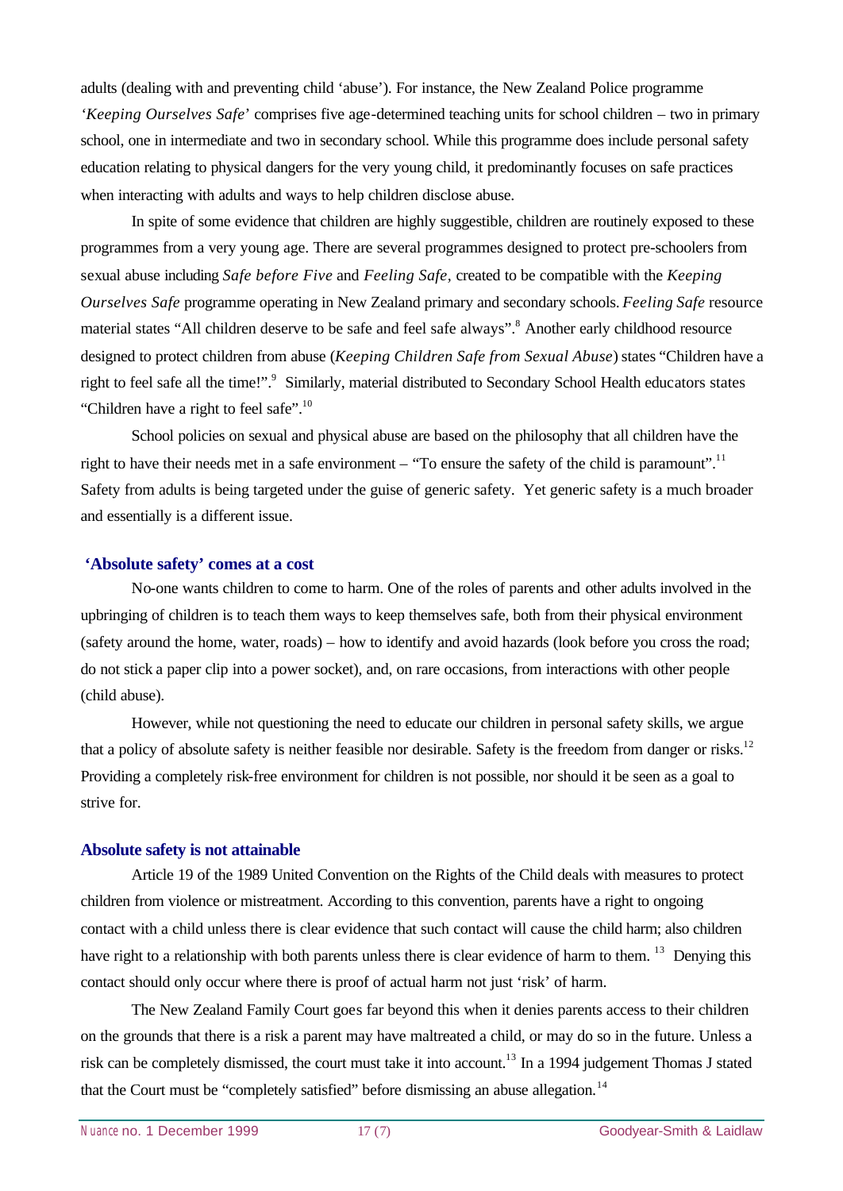adults (dealing with and preventing child 'abuse'). For instance, the New Zealand Police programme '*Keeping Ourselves Safe*' comprises five age-determined teaching units for school children – two in primary school, one in intermediate and two in secondary school. While this programme does include personal safety education relating to physical dangers for the very young child, it predominantly focuses on safe practices when interacting with adults and ways to help children disclose abuse.

In spite of some evidence that children are highly suggestible, children are routinely exposed to these programmes from a very young age. There are several programmes designed to protect pre-schoolers from sexual abuse including *Safe before Five* and *Feeling Safe*, created to be compatible with the *Keeping Ourselves Safe* programme operating in New Zealand primary and secondary schools. *Feeling Safe* resource material states "All children deserve to be safe and feel safe always".[8] Another early childhood resource designed to protect children from abuse (*Keeping Children Safe from Sexual Abuse*) states "Children have a right to feel safe all the time!".[9] Similarly, material distributed to Secondary School Health educators states "Children have a right to feel safe".[10]

School policies on sexual and physical abuse are based on the philosophy that all children have the right to have their needs met in a safe environment – "To ensure the safety of the child is paramount".[11] Safety from adults is being targeted under the guise of generic safety. Yet generic safety is a much broader and essentially is a different issue.

## 'Absolute safety' comes at a cost

No-one wants children to come to harm. One of the roles of parents and other adults involved in the upbringing of children is to teach them ways to keep themselves safe, both from their physical environment (safety around the home, water, roads) – how to identify and avoid hazards (look before you cross the road; do not stick a paper clip into a power socket), and, on rare occasions, from interactions with other people (child abuse).

However, while not questioning the need to educate our children in personal safety skills, we argue that a policy of absolute safety is neither feasible nor desirable. Safety is the freedom from danger or risks.[12] Providing a completely risk-free environment for children is not possible, nor should it be seen as a goal to strive for.

## Absolute safety is not attainable

Article 19 of the 1989 United Convention on the Rights of the Child deals with measures to protect children from violence or mistreatment. According to this convention, parents have a right to ongoing contact with a child unless there is clear evidence that such contact will cause the child harm; also children have right to a relationship with both parents unless there is clear evidence of harm to them.[13] Denying this contact should only occur where there is proof of actual harm not just 'risk' of harm.

The New Zealand Family Court goes far beyond this when it denies parents access to their children on the grounds that there is a risk a parent may have maltreated a child, or may do so in the future. Unless a risk can be completely dismissed, the court must take it into account.[13] In a 1994 judgement Thomas J stated that the Court must be "completely satisfied" before dismissing an abuse allegation.[14]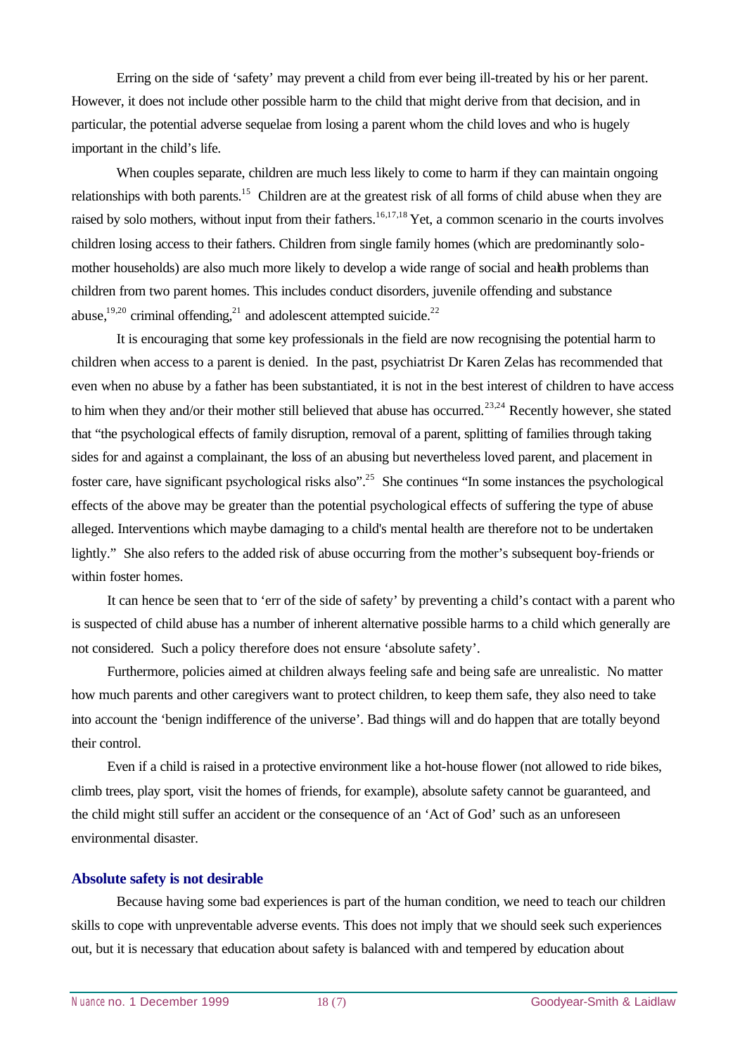Erring on the side of 'safety' may prevent a child from ever being ill-treated by his or her parent. However, it does not include other possible harm to the child that might derive from that decision, and in particular, the potential adverse sequelae from losing a parent whom the child loves and who is hugely important in the child's life.

When couples separate, children are much less likely to come to harm if they can maintain ongoing relationships with both parents.[15] Children are at the greatest risk of all forms of child abuse when they are raised by solo mothers, without input from their fathers.[16,17,18] Yet, a common scenario in the courts involves children losing access to their fathers. Children from single family homes (which are predominantly solo-mother households) are also much more likely to develop a wide range of social and health problems than children from two parent homes. This includes conduct disorders, juvenile offending and substance abuse,[19,20] criminal offending,[21] and adolescent attempted suicide.[22]

It is encouraging that some key professionals in the field are now recognising the potential harm to children when access to a parent is denied. In the past, psychiatrist Dr Karen Zelas has recommended that even when no abuse by a father has been substantiated, it is not in the best interest of children to have access to him when they and/or their mother still believed that abuse has occurred.[23,24] Recently however, she stated that "the psychological effects of family disruption, removal of a parent, splitting of families through taking sides for and against a complainant, the loss of an abusing but nevertheless loved parent, and placement in foster care, have significant psychological risks also".[25] She continues "In some instances the psychological effects of the above may be greater than the potential psychological effects of suffering the type of abuse alleged. Interventions which maybe damaging to a child's mental health are therefore not to be undertaken lightly." She also refers to the added risk of abuse occurring from the mother's subsequent boy-friends or within foster homes.

It can hence be seen that to 'err of the side of safety' by preventing a child's contact with a parent who is suspected of child abuse has a number of inherent alternative possible harms to a child which generally are not considered. Such a policy therefore does not ensure 'absolute safety'.

Furthermore, policies aimed at children always feeling safe and being safe are unrealistic. No matter how much parents and other caregivers want to protect children, to keep them safe, they also need to take into account the 'benign indifference of the universe'. Bad things will and do happen that are totally beyond their control.

Even if a child is raised in a protective environment like a hot-house flower (not allowed to ride bikes, climb trees, play sport, visit the homes of friends, for example), absolute safety cannot be guaranteed, and the child might still suffer an accident or the consequence of an 'Act of God' such as an unforeseen environmental disaster.

## Absolute safety is not desirable

Because having some bad experiences is part of the human condition, we need to teach our children skills to cope with unpreventable adverse events. This does not imply that we should seek such experiences out, but it is necessary that education about safety is balanced with and tempered by education about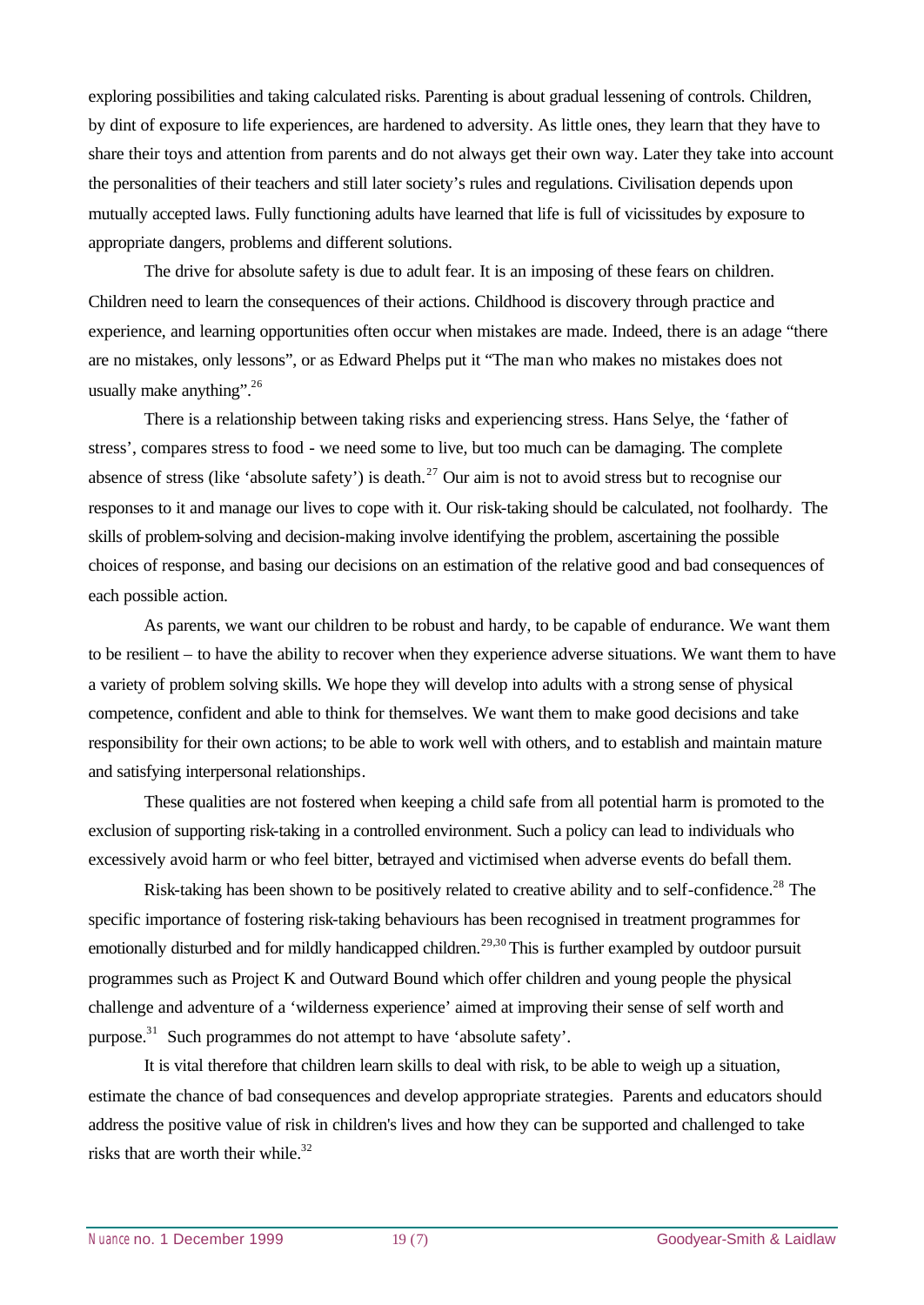exploring possibilities and taking calculated risks. Parenting is about gradual lessening of controls. Children, by dint of exposure to life experiences, are hardened to adversity. As little ones, they learn that they have to share their toys and attention from parents and do not always get their own way. Later they take into account the personalities of their teachers and still later society's rules and regulations. Civilisation depends upon mutually accepted laws. Fully functioning adults have learned that life is full of vicissitudes by exposure to appropriate dangers, problems and different solutions.

The drive for absolute safety is due to adult fear. It is an imposing of these fears on children. Children need to learn the consequences of their actions. Childhood is discovery through practice and experience, and learning opportunities often occur when mistakes are made. Indeed, there is an adage "there are no mistakes, only lessons", or as Edward Phelps put it "The man who makes no mistakes does not usually make anything".[26]

There is a relationship between taking risks and experiencing stress. Hans Selye, the 'father of stress', compares stress to food - we need some to live, but too much can be damaging. The complete absence of stress (like 'absolute safety') is death.[27] Our aim is not to avoid stress but to recognise our responses to it and manage our lives to cope with it. Our risk-taking should be calculated, not foolhardy. The skills of problem-solving and decision-making involve identifying the problem, ascertaining the possible choices of response, and basing our decisions on an estimation of the relative good and bad consequences of each possible action.

As parents, we want our children to be robust and hardy, to be capable of endurance. We want them to be resilient – to have the ability to recover when they experience adverse situations. We want them to have a variety of problem solving skills. We hope they will develop into adults with a strong sense of physical competence, confident and able to think for themselves. We want them to make good decisions and take responsibility for their own actions; to be able to work well with others, and to establish and maintain mature and satisfying interpersonal relationships.

These qualities are not fostered when keeping a child safe from all potential harm is promoted to the exclusion of supporting risk-taking in a controlled environment. Such a policy can lead to individuals who excessively avoid harm or who feel bitter, betrayed and victimised when adverse events do befall them.

Risk-taking has been shown to be positively related to creative ability and to self-confidence.[28] The specific importance of fostering risk-taking behaviours has been recognised in treatment programmes for emotionally disturbed and for mildly handicapped children.[29,30] This is further exampled by outdoor pursuit programmes such as Project K and Outward Bound which offer children and young people the physical challenge and adventure of a 'wilderness experience' aimed at improving their sense of self worth and purpose.[31] Such programmes do not attempt to have 'absolute safety'.

It is vital therefore that children learn skills to deal with risk, to be able to weigh up a situation, estimate the chance of bad consequences and develop appropriate strategies. Parents and educators should address the positive value of risk in children's lives and how they can be supported and challenged to take risks that are worth their while.[32]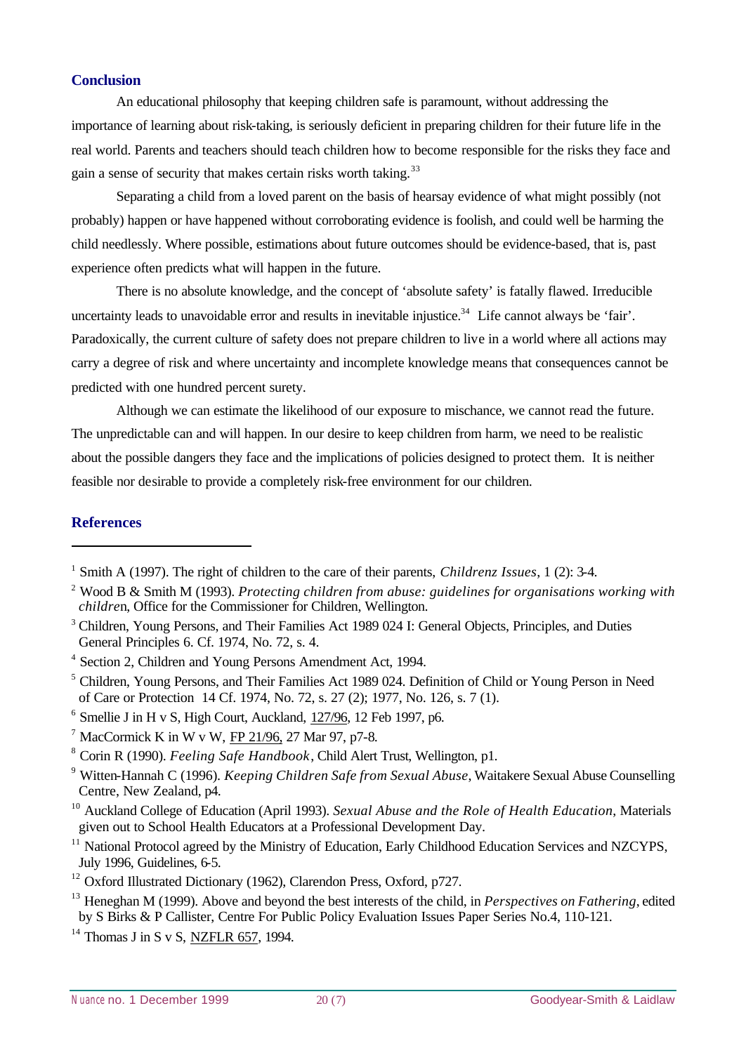## Conclusion

An educational philosophy that keeping children safe is paramount, without addressing the importance of learning about risk-taking, is seriously deficient in preparing children for their future life in the real world. Parents and teachers should teach children how to become responsible for the risks they face and gain a sense of security that makes certain risks worth taking.[33]

Separating a child from a loved parent on the basis of hearsay evidence of what might possibly (not probably) happen or have happened without corroborating evidence is foolish, and could well be harming the child needlessly. Where possible, estimations about future outcomes should be evidence-based, that is, past experience often predicts what will happen in the future.

There is no absolute knowledge, and the concept of 'absolute safety' is fatally flawed. Irreducible uncertainty leads to unavoidable error and results in inevitable injustice.[34] Life cannot always be 'fair'. Paradoxically, the current culture of safety does not prepare children to live in a world where all actions may carry a degree of risk and where uncertainty and incomplete knowledge means that consequences cannot be predicted with one hundred percent surety.

Although we can estimate the likelihood of our exposure to mischance, we cannot read the future. The unpredictable can and will happen. In our desire to keep children from harm, we need to be realistic about the possible dangers they face and the implications of policies designed to protect them. It is neither feasible nor desirable to provide a completely risk-free environment for our children.

## References

[1] Smith A (1997). The right of children to the care of their parents, *Childrenz Issues*, 1 (2): 3-4.

[2] Wood B & Smith M (1993). *Protecting children from abuse: guidelines for organisations working with childre*n, Office for the Commissioner for Children, Wellington.

[3] Children, Young Persons, and Their Families Act 1989 024 I: General Objects, Principles, and Duties General Principles 6. Cf. 1974, No. 72, s. 4.

[4] Section 2, Children and Young Persons Amendment Act, 1994.

[5] Children, Young Persons, and Their Families Act 1989 024. Definition of Child or Young Person in Need of Care or Protection 14 Cf. 1974, No. 72, s. 27 (2); 1977, No. 126, s. 7 (1).

[6] Smellie J in H v S, High Court, Auckland, 127/96, 12 Feb 1997, p6.

[7] MacCormick K in W v W, FP 21/96, 27 Mar 97, p7-8.

[8] Corin R (1990). *Feeling Safe Handbook*, Child Alert Trust, Wellington, p1.

[9] Witten-Hannah C (1996). *Keeping Children Safe from Sexual Abuse*, Waitakere Sexual Abuse Counselling Centre, New Zealand, p4.

[10] Auckland College of Education (April 1993). *Sexual Abuse and the Role of Health Education*, Materials given out to School Health Educators at a Professional Development Day.

[11] National Protocol agreed by the Ministry of Education, Early Childhood Education Services and NZCYPS, July 1996, Guidelines, 6-5.

[12] Oxford Illustrated Dictionary (1962), Clarendon Press, Oxford, p727.

[13] Heneghan M (1999). Above and beyond the best interests of the child, in *Perspectives on Fathering*, edited by S Birks & P Callister, Centre For Public Policy Evaluation Issues Paper Series No.4, 110-121.

[14] Thomas J in S v S, NZFLR 657, 1994.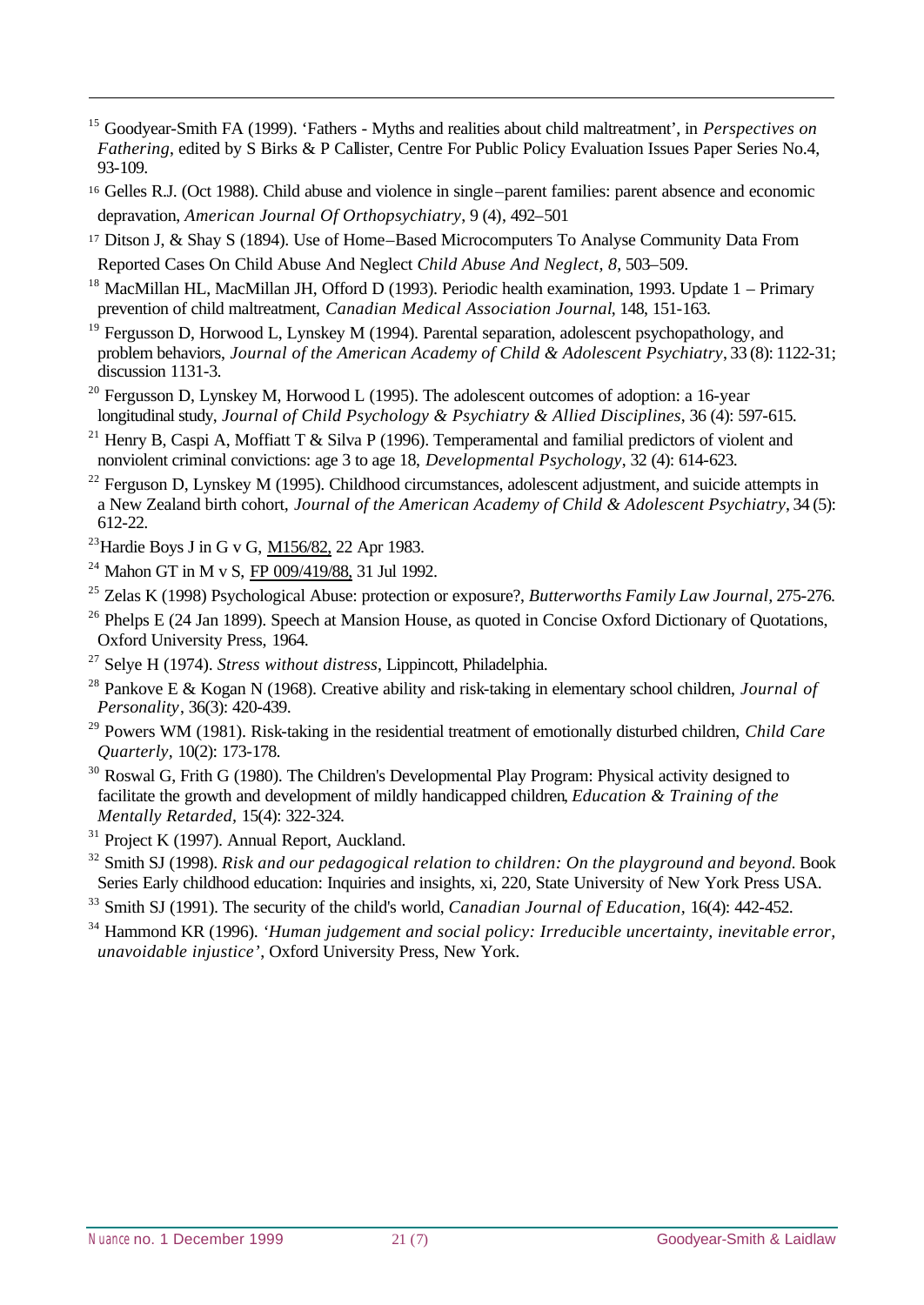[15] Goodyear-Smith FA (1999). 'Fathers - Myths and realities about child maltreatment', in *Perspectives on Fathering*, edited by S Birks & P Callister, Centre For Public Policy Evaluation Issues Paper Series No.4, 93-109.

[16] Gelles R.J. (Oct 1988). Child abuse and violence in single–parent families: parent absence and economic depravation, *American Journal Of Orthopsychiatry*, 9 (4), 492–501

[17] Ditson J, & Shay S (1894). Use of Home–Based Microcomputers To Analyse Community Data From Reported Cases On Child Abuse And Neglect *Child Abuse And Neglect, 8*, 503–509.

[18] MacMillan HL, MacMillan JH, Offord D (1993). Periodic health examination, 1993. Update 1 – Primary prevention of child maltreatment, *Canadian Medical Association Journal*, 148, 151-163.

[19] Fergusson D, Horwood L, Lynskey M (1994). Parental separation, adolescent psychopathology, and problem behaviors, *Journal of the American Academy of Child & Adolescent Psychiatry*, 33 (8): 1122-31; discussion 1131-3.

[20] Fergusson D, Lynskey M, Horwood L (1995). The adolescent outcomes of adoption: a 16-year longitudinal study, *Journal of Child Psychology & Psychiatry & Allied Disciplines*, 36 (4): 597-615.

[21] Henry B, Caspi A, Moffiatt T & Silva P (1996). Temperamental and familial predictors of violent and nonviolent criminal convictions: age 3 to age 18, *Developmental Psychology*, 32 (4): 614-623.

[22] Ferguson D, Lynskey M (1995). Childhood circumstances, adolescent adjustment, and suicide attempts in a New Zealand birth cohort, *Journal of the American Academy of Child & Adolescent Psychiatry*, 34 (5): 612-22.

[23] Hardie Boys J in G v G, M156/82, 22 Apr 1983.

[24] Mahon GT in M v S, FP 009/419/88, 31 Jul 1992.

[25] Zelas K (1998) Psychological Abuse: protection or exposure?, *Butterworths Family Law Journal*, 275-276.

[26] Phelps E (24 Jan 1899). Speech at Mansion House, as quoted in Concise Oxford Dictionary of Quotations, Oxford University Press, 1964.

[27] Selye H (1974). *Stress without distress*, Lippincott, Philadelphia.

[28] Pankove E & Kogan N (1968). Creative ability and risk-taking in elementary school children, *Journal of Personality*, 36(3): 420-439.

[29] Powers WM (1981). Risk-taking in the residential treatment of emotionally disturbed children, *Child Care Quarterly*, 10(2): 173-178.

[30] Roswal G, Frith G (1980). The Children's Developmental Play Program: Physical activity designed to facilitate the growth and development of mildly handicapped children, *Education & Training of the Mentally Retarded*, 15(4): 322-324.

[31] Project K (1997). Annual Report, Auckland.

[32] Smith SJ (1998). *Risk and our pedagogical relation to children: On the playground and beyond*. Book Series Early childhood education: Inquiries and insights, xi, 220, State University of New York Press USA.

[33] Smith SJ (1991). The security of the child's world, *Canadian Journal of Education*, 16(4): 442-452.

[34] Hammond KR (1996). *'Human judgement and social policy: Irreducible uncertainty, inevitable error, unavoidable injustice'*, Oxford University Press, New York.